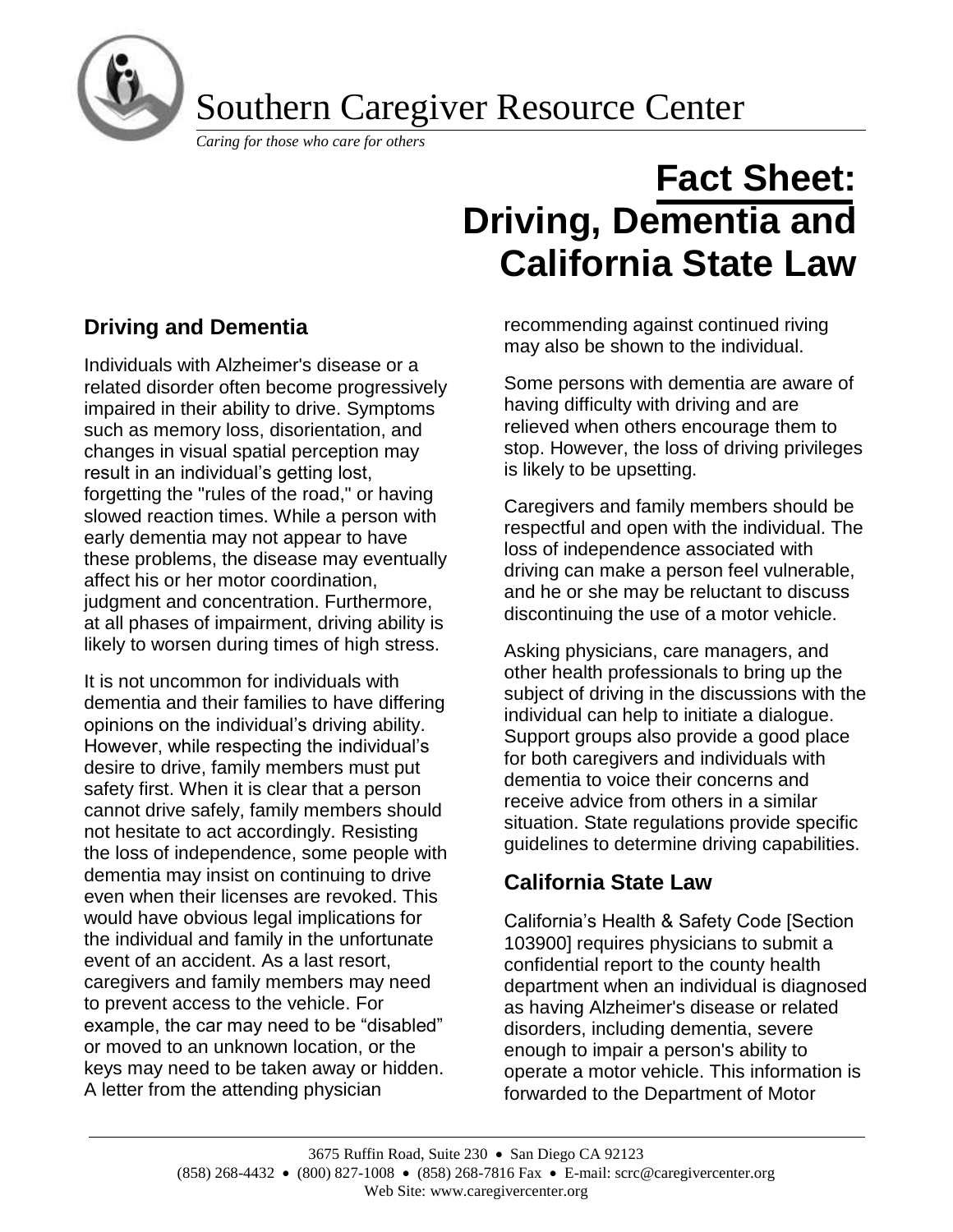# Southern Caregiver Resource Center

*Caring for those who care for others*

# Fact Sheet: Driving, Dementia and California State Law

## Driving and Dementia

Individuals with Alzheimer's disease or a related disorder often become progressively impaired in their ability to drive. Symptoms such as memory loss, disorientation, and changes in visual spatial perception may result in an individual's getting lost, forgetting the "rules of the road," or having slowed reaction times. While a person with early dementia may not appear to have these problems, the disease may eventually affect his or her motor coordination, judgment and concentration. Furthermore, at all phases of impairment, driving ability is likely to worsen during times of high stress.

It is not uncommon for individuals with dementia and their families to have differing opinions on the individual's driving ability. However, while respecting the individual's desire to drive, family members must put safety first. When it is clear that a person cannot drive safely, family members should not hesitate to act accordingly. Resisting the loss of independence, some people with dementia may insist on continuing to drive even when their licenses are revoked. This would have obvious legal implications for the individual and family in the unfortunate event of an accident. As a last resort, caregivers and family members may need to prevent access to the vehicle. For example, the car may need to be "disabled" or moved to an unknown location, or the keys may need to be taken away or hidden. A letter from the attending physician recommending against continued riving may also be shown to the individual.

Some persons with dementia are aware of having difficulty with driving and are relieved when others encourage them to stop. However, the loss of driving privileges is likely to be upsetting.

Caregivers and family members should be respectful and open with the individual. The loss of independence associated with driving can make a person feel vulnerable, and he or she may be reluctant to discuss discontinuing the use of a motor vehicle.

Asking physicians, care managers, and other health professionals to bring up the subject of driving in the discussions with the individual can help to initiate a dialogue. Support groups also provide a good place for both caregivers and individuals with dementia to voice their concerns and receive advice from others in a similar situation. State regulations provide specific guidelines to determine driving capabilities.

## California State Law

California's Health & Safety Code [Section 103900] requires physicians to submit a confidential report to the county health department when an individual is diagnosed as having Alzheimer's disease or related disorders, including dementia, severe enough to impair a person's ability to operate a motor vehicle. This information is forwarded to the Department of Motor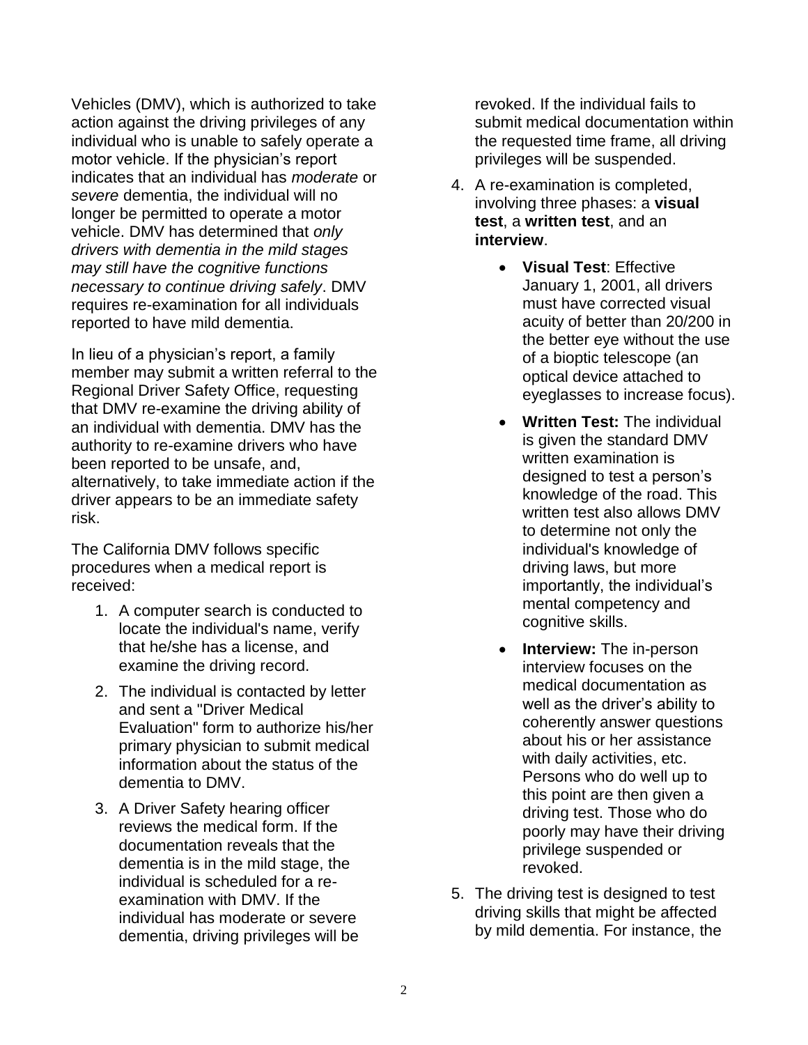Vehicles (DMV), which is authorized to take action against the driving privileges of any individual who is unable to safely operate a motor vehicle. If the physician's report indicates that an individual has *moderate* or *severe* dementia, the individual will no longer be permitted to operate a motor vehicle. DMV has determined that *only drivers with dementia in the mild stages may still have the cognitive functions necessary to continue driving safely*. DMV requires re-examination for all individuals reported to have mild dementia.

In lieu of a physician's report, a family member may submit a written referral to the Regional Driver Safety Office, requesting that DMV re-examine the driving ability of an individual with dementia. DMV has the authority to re-examine drivers who have been reported to be unsafe, and, alternatively, to take immediate action if the driver appears to be an immediate safety risk.

The California DMV follows specific procedures when a medical report is received:

1. A computer search is conducted to locate the individual's name, verify that he/she has a license, and examine the driving record.
2. The individual is contacted by letter and sent a "Driver Medical Evaluation" form to authorize his/her primary physician to submit medical information about the status of the dementia to DMV.
3. A Driver Safety hearing officer reviews the medical form. If the documentation reveals that the dementia is in the mild stage, the individual is scheduled for a re-examination with DMV. If the individual has moderate or severe dementia, driving privileges will be revoked. If the individual fails to submit medical documentation within the requested time frame, all driving privileges will be suspended.
4. A re-examination is completed, involving three phases: a **visual test**, a **written test**, and an **interview**.
   - **Visual Test**: Effective January 1, 2001, all drivers must have corrected visual acuity of better than 20/200 in the better eye without the use of a bioptic telescope (an optical device attached to eyeglasses to increase focus).
   - **Written Test:** The individual is given the standard DMV written examination is designed to test a person's knowledge of the road. This written test also allows DMV to determine not only the individual's knowledge of driving laws, but more importantly, the individual's mental competency and cognitive skills.
   - **Interview:** The in-person interview focuses on the medical documentation as well as the driver's ability to coherently answer questions about his or her assistance with daily activities, etc. Persons who do well up to this point are then given a driving test. Those who do poorly may have their driving privilege suspended or revoked.
5. The driving test is designed to test driving skills that might be affected by mild dementia. For instance, the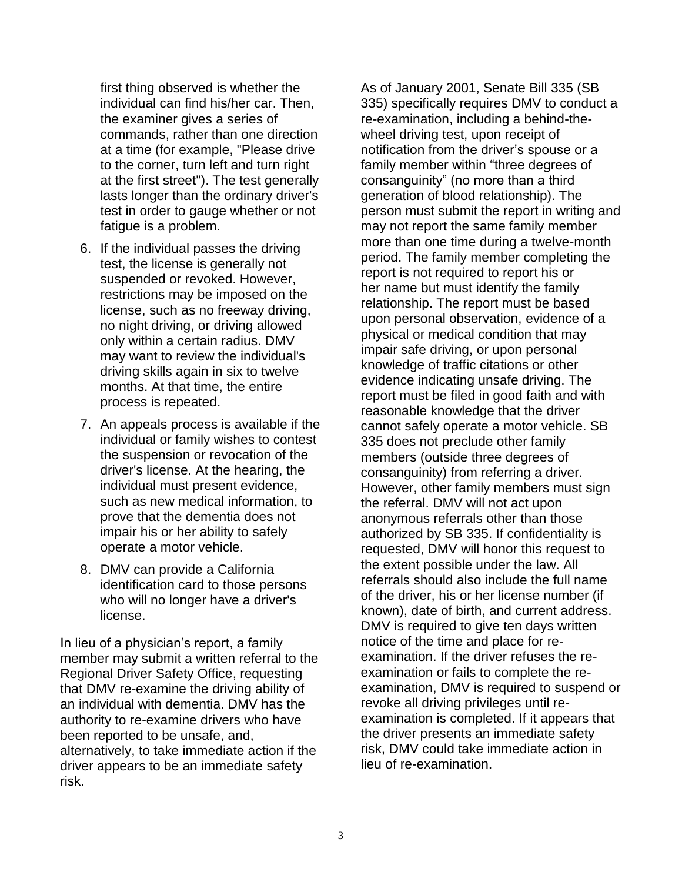first thing observed is whether the individual can find his/her car. Then, the examiner gives a series of commands, rather than one direction at a time (for example, "Please drive to the corner, turn left and turn right at the first street"). The test generally lasts longer than the ordinary driver's test in order to gauge whether or not fatigue is a problem.

6. If the individual passes the driving test, the license is generally not suspended or revoked. However, restrictions may be imposed on the license, such as no freeway driving, no night driving, or driving allowed only within a certain radius. DMV may want to review the individual's driving skills again in six to twelve months. At that time, the entire process is repeated.

7. An appeals process is available if the individual or family wishes to contest the suspension or revocation of the driver's license. At the hearing, the individual must present evidence, such as new medical information, to prove that the dementia does not impair his or her ability to safely operate a motor vehicle.

8. DMV can provide a California identification card to those persons who will no longer have a driver's license.

In lieu of a physician's report, a family member may submit a written referral to the Regional Driver Safety Office, requesting that DMV re-examine the driving ability of an individual with dementia. DMV has the authority to re-examine drivers who have been reported to be unsafe, and, alternatively, to take immediate action if the driver appears to be an immediate safety risk.

As of January 2001, Senate Bill 335 (SB 335) specifically requires DMV to conduct a re-examination, including a behind-the-wheel driving test, upon receipt of notification from the driver's spouse or a family member within "three degrees of consanguinity" (no more than a third generation of blood relationship). The person must submit the report in writing and may not report the same family member more than one time during a twelve-month period. The family member completing the report is not required to report his or her name but must identify the family relationship. The report must be based upon personal observation, evidence of a physical or medical condition that may impair safe driving, or upon personal knowledge of traffic citations or other evidence indicating unsafe driving. The report must be filed in good faith and with reasonable knowledge that the driver cannot safely operate a motor vehicle. SB 335 does not preclude other family members (outside three degrees of consanguinity) from referring a driver. However, other family members must sign the referral. DMV will not act upon anonymous referrals other than those authorized by SB 335. If confidentiality is requested, DMV will honor this request to the extent possible under the law. All referrals should also include the full name of the driver, his or her license number (if known), date of birth, and current address. DMV is required to give ten days written notice of the time and place for re-examination. If the driver refuses the re-examination or fails to complete the re-examination, DMV is required to suspend or revoke all driving privileges until re-examination is completed. If it appears that the driver presents an immediate safety risk, DMV could take immediate action in lieu of re-examination.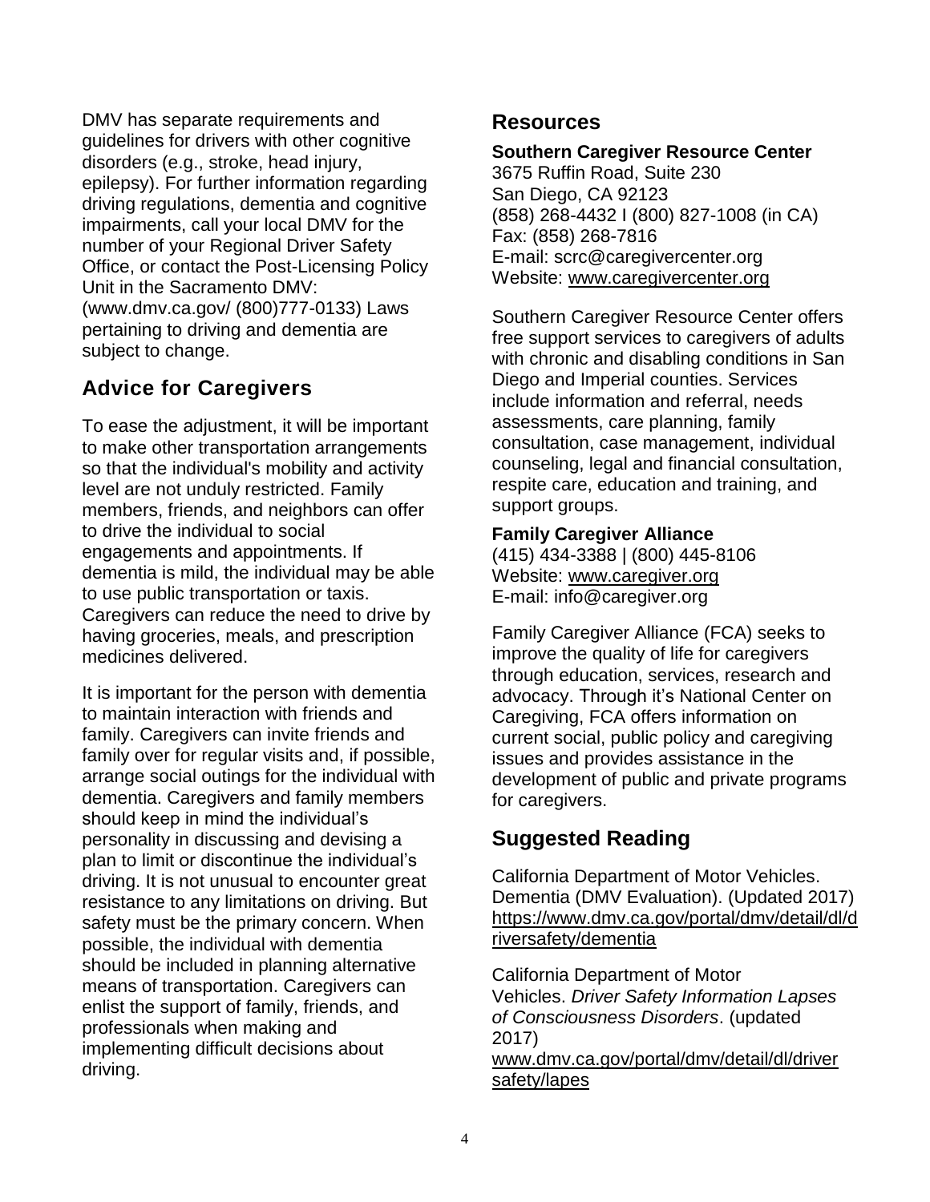DMV has separate requirements and guidelines for drivers with other cognitive disorders (e.g., stroke, head injury, epilepsy). For further information regarding driving regulations, dementia and cognitive impairments, call your local DMV for the number of your Regional Driver Safety Office, or contact the Post-Licensing Policy Unit in the Sacramento DMV: (www.dmv.ca.gov/ (800)777-0133) Laws pertaining to driving and dementia are subject to change.

## Advice for Caregivers

To ease the adjustment, it will be important to make other transportation arrangements so that the individual's mobility and activity level are not unduly restricted. Family members, friends, and neighbors can offer to drive the individual to social engagements and appointments. If dementia is mild, the individual may be able to use public transportation or taxis. Caregivers can reduce the need to drive by having groceries, meals, and prescription medicines delivered.

It is important for the person with dementia to maintain interaction with friends and family. Caregivers can invite friends and family over for regular visits and, if possible, arrange social outings for the individual with dementia. Caregivers and family members should keep in mind the individual's personality in discussing and devising a plan to limit or discontinue the individual's driving. It is not unusual to encounter great resistance to any limitations on driving. But safety must be the primary concern. When possible, the individual with dementia should be included in planning alternative means of transportation. Caregivers can enlist the support of family, friends, and professionals when making and implementing difficult decisions about driving.

## Resources

**Southern Caregiver Resource Center**
3675 Ruffin Road, Suite 230
San Diego, CA 92123
(858) 268-4432 I (800) 827-1008 (in CA)
Fax: (858) 268-7816
E-mail: scrc@caregivercenter.org
Website: www.caregivercenter.org

Southern Caregiver Resource Center offers free support services to caregivers of adults with chronic and disabling conditions in San Diego and Imperial counties. Services include information and referral, needs assessments, care planning, family consultation, case management, individual counseling, legal and financial consultation, respite care, education and training, and support groups.

**Family Caregiver Alliance**
(415) 434-3388 | (800) 445-8106
Website: www.caregiver.org
E-mail: info@caregiver.org

Family Caregiver Alliance (FCA) seeks to improve the quality of life for caregivers through education, services, research and advocacy. Through it's National Center on Caregiving, FCA offers information on current social, public policy and caregiving issues and provides assistance in the development of public and private programs for caregivers.

## Suggested Reading

California Department of Motor Vehicles. Dementia (DMV Evaluation). (Updated 2017) https://www.dmv.ca.gov/portal/dmv/detail/dl/driversafety/dementia

California Department of Motor Vehicles. *Driver Safety Information Lapses of Consciousness Disorders*. (updated 2017) www.dmv.ca.gov/portal/dmv/detail/dl/driversafety/lapes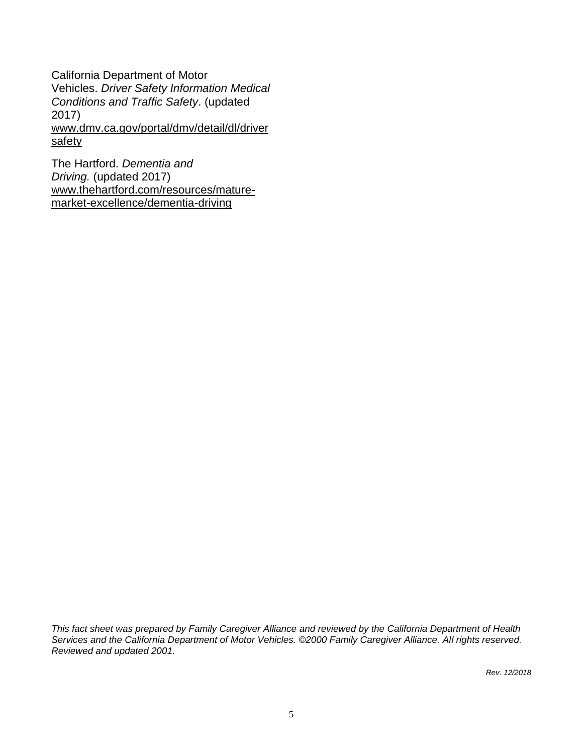California Department of Motor Vehicles. *Driver Safety Information Medical Conditions and Traffic Safety*. (updated 2017)
www.dmv.ca.gov/portal/dmv/detail/dl/driversafety

The Hartford. *Dementia and Driving.* (updated 2017)
www.thehartford.com/resources/mature-market-excellence/dementia-driving

*This fact sheet was prepared by Family Caregiver Alliance and reviewed by the California Department of Health Services and the California Department of Motor Vehicles. ©2000 Family Caregiver Alliance. All rights reserved. Reviewed and updated 2001.*

*Rev. 12/2018*